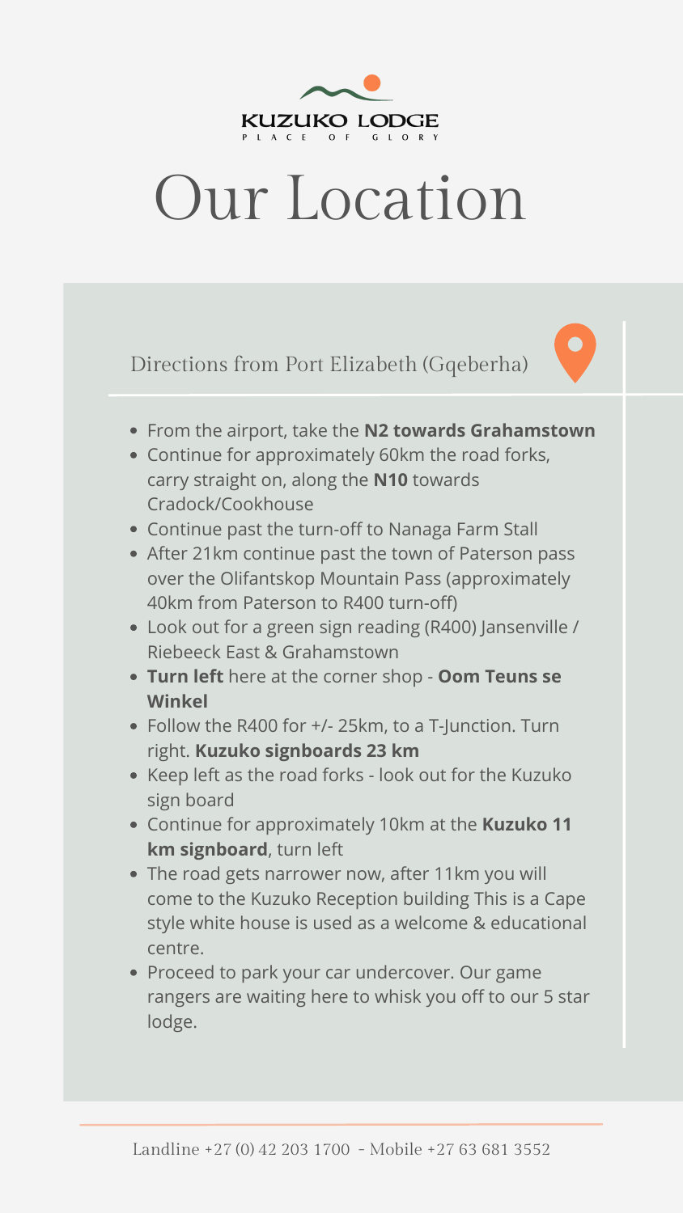**KUZUKO LODGE**

PLACE OF GLORY

# Our Location

## Directions from Port Elizabeth (Gqeberha)

- From the airport, take the **N2 towards Grahamstown**
- Continue for approximately 60km the road forks, carry straight on, along the **N10** towards Cradock/Cookhouse
- Continue past the turn-off to Nanaga Farm Stall
- After 21km continue past the town of Paterson pass over the Olifantskop Mountain Pass (approximately 40km from Paterson to R400 turn-off)
- Look out for a green sign reading (R400) Jansenville / Riebeeck East & Grahamstown
- **Turn left** here at the corner shop - **Oom Teuns se Winkel**
- Follow the R400 for +/- 25km, to a T-Junction. Turn right. **Kuzuko signboards 23 km**
- Keep left as the road forks - look out for the Kuzuko sign board
- Continue for approximately 10km at the **Kuzuko 11 km signboard**, turn left
- The road gets narrower now, after 11km you will come to the Kuzuko Reception building This is a Cape style white house is used as a welcome & educational centre.
- Proceed to park your car undercover. Our game rangers are waiting here to whisk you off to our 5 star lodge.

Landline +27 (0) 42 203 1700 - Mobile +27 63 681 3552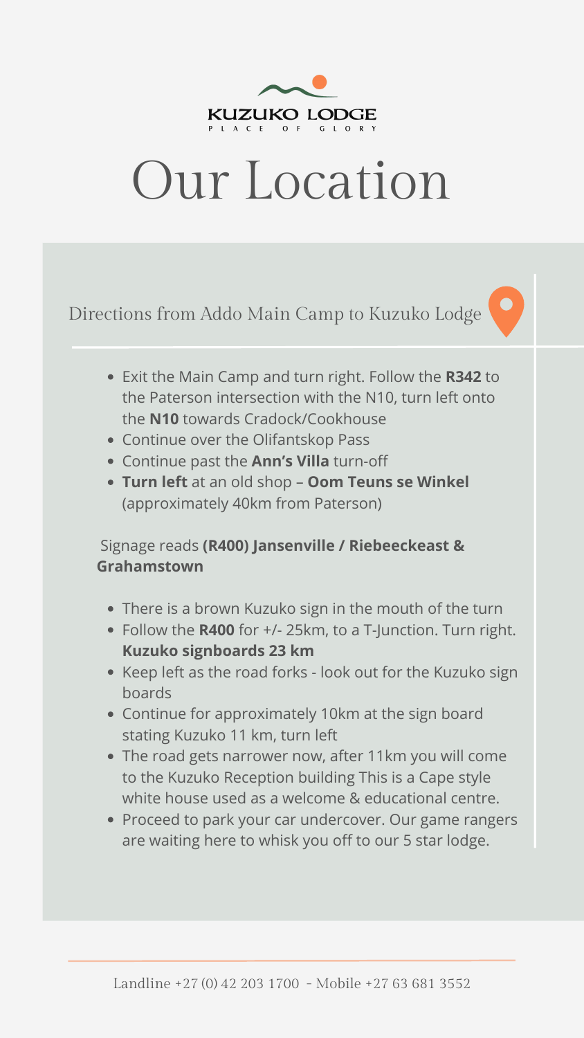KUZUKO LODGE

PLACE OF GLORY

# Our Location

## Directions from Addo Main Camp to Kuzuko Lodge

- Exit the Main Camp and turn right. Follow the **R342** to the Paterson intersection with the N10, turn left onto the **N10** towards Cradock/Cookhouse
- Continue over the Olifantskop Pass
- Continue past the **Ann's Villa** turn-off
- **Turn left** at an old shop – **Oom Teuns se Winkel** (approximately 40km from Paterson)

Signage reads **(R400) Jansenville / Riebeeckeast & Grahamstown**

- There is a brown Kuzuko sign in the mouth of the turn
- Follow the **R400** for +/- 25km, to a T-Junction. Turn right. **Kuzuko signboards 23 km**
- Keep left as the road forks - look out for the Kuzuko sign boards
- Continue for approximately 10km at the sign board stating Kuzuko 11 km, turn left
- The road gets narrower now, after 11km you will come to the Kuzuko Reception building This is a Cape style white house used as a welcome & educational centre.
- Proceed to park your car undercover. Our game rangers are waiting here to whisk you off to our 5 star lodge.

Landline +27 (0) 42 203 1700 - Mobile +27 63 681 3552